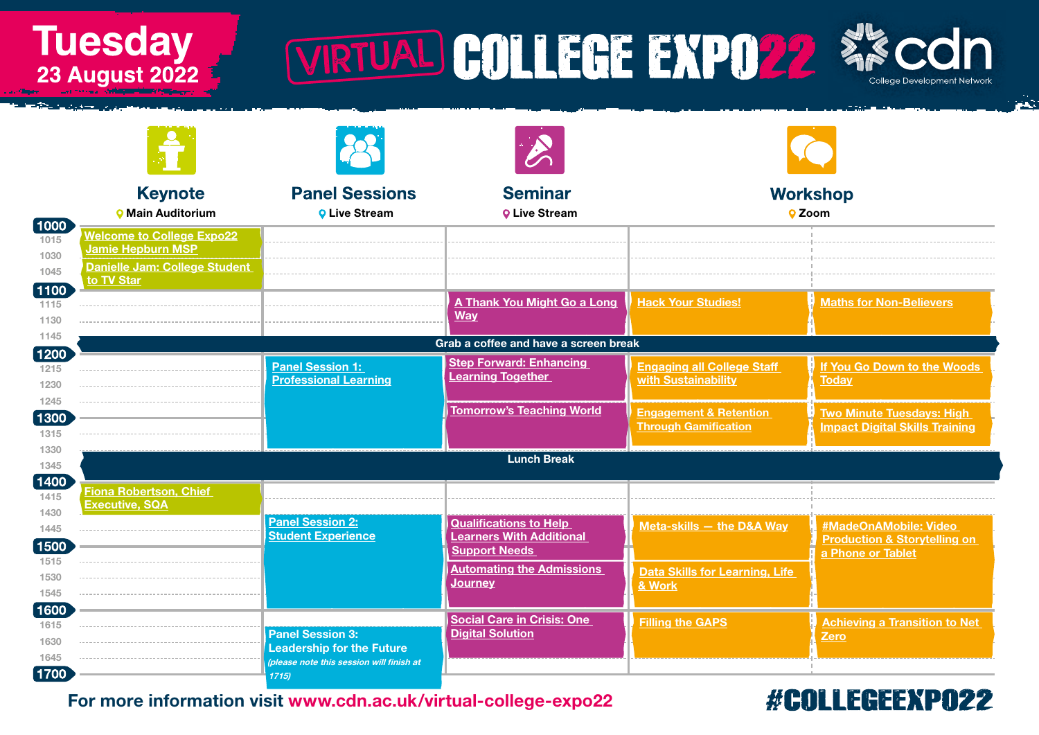# Tuesday
## 23 August 2022

# VIRTUAL COLLEGE EXPO22

cdn College Development Network

| Time | Keynote (Main Auditorium) | Panel Sessions (Live Stream) | Seminar (Live Stream) | Workshop (Zoom) | Workshop (Zoom) |
|---|---|---|---|---|---|
| 1000 | Welcome to College Expo22 Jamie Hepburn MSP | | | | |
| 1030 | Danielle Jam: College Student to TV Star | | | | |
| 1100 | | | A Thank You Might Go a Long Way | Hack Your Studies! | Maths for Non-Believers |
| 1145 | Grab a coffee and have a screen break | | | | |
| 1200 | | Panel Session 1: Professional Learning | Step Forward: Enhancing Learning Together | Engaging all College Staff with Sustainability | If You Go Down to the Woods Today |
| 1245 | | | Tomorrow's Teaching World | Engagement & Retention Through Gamification | Two Minute Tuesdays: High Impact Digital Skills Training |
| 1330 | Lunch Break | | | | |
| 1400 | Fiona Robertson, Chief Executive, SQA | | | | |
| 1430 | | Panel Session 2: Student Experience | Qualifications to Help Learners With Additional Support Needs | Meta-skills — the D&A Way | #MadeOnAMobile: Video Production & Storytelling on a Phone or Tablet |
| 1515 | | | Automating the Admissions Journey | Data Skills for Learning, Life & Work | |
| 1600 | | Panel Session 3: Leadership for the Future *(please note this session will finish at 1715)* | Social Care in Crisis: One Digital Solution | Filling the GAPS | Achieving a Transition to Net Zero |

For more information visit www.cdn.ac.uk/virtual-college-expo22

#COLLEGEEXPO22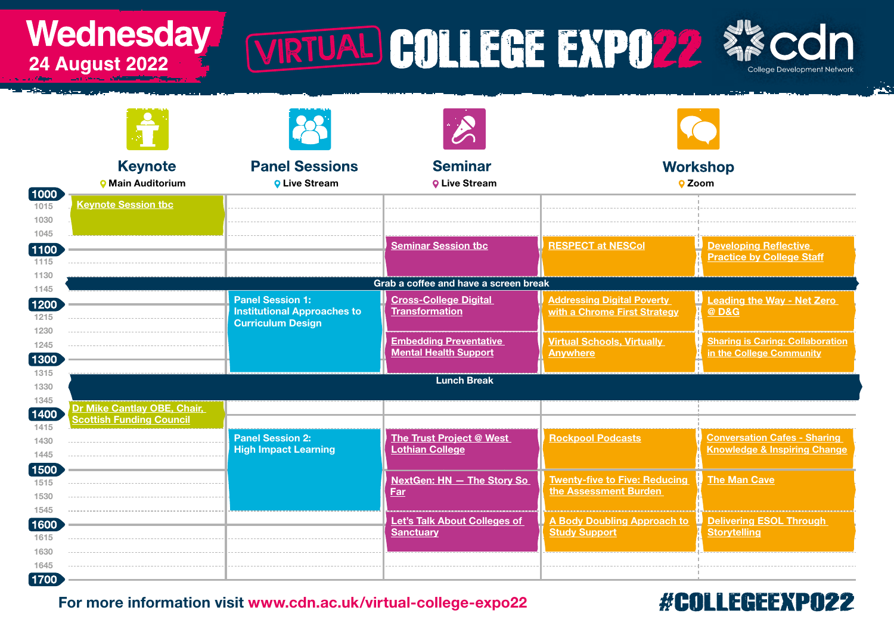# Wednesday 24 August 2022

## VIRTUAL COLLEGE EXPO22

cdn College Development Network

| Time | Keynote (Main Auditorium) | Panel Sessions (Live Stream) | Seminar (Live Stream) | Workshop (Zoom) | Workshop (Zoom) |
|---|---|---|---|---|---|
| 1000 | Keynote Session tbc | | | | |
| 1100 | | | Seminar Session tbc | RESPECT at NESCol | Developing Reflective Practice by College Staff |
| 1145 | Grab a coffee and have a screen break | | | | |
| 1200 | | Panel Session 1: Institutional Approaches to Curriculum Design | Cross-College Digital Transformation | Addressing Digital Poverty with a Chrome First Strategy | Leading the Way - Net Zero @ D&G |
| 1245 | | | Embedding Preventative Mental Health Support | Virtual Schools, Virtually Anywhere | Sharing is Caring: Collaboration in the College Community |
| 1315 | Lunch Break | | | | |
| 1400 | Dr Mike Cantlay OBE, Chair, Scottish Funding Council | | | | |
| 1430 | | Panel Session 2: High Impact Learning | The Trust Project @ West Lothian College | Rockpool Podcasts | Conversation Cafes - Sharing Knowledge & Inspiring Change |
| 1500 | | | NextGen: HN — The Story So Far | Twenty-five to Five: Reducing the Assessment Burden | The Man Cave |
| 1600 | | | Let's Talk About Colleges of Sanctuary | A Body Doubling Approach to Study Support | Delivering ESOL Through Storytelling |
| 1700 | | | | | |

For more information visit www.cdn.ac.uk/virtual-college-expo22

#COLLEGEEXPO22